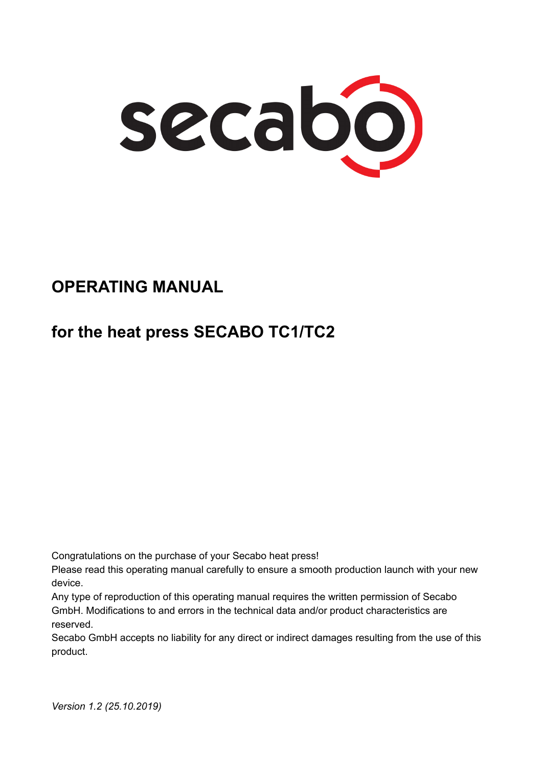secabo

# OPERATING MANUAL

## for the heat press SECABO TC1/TC2

Congratulations on the purchase of your Secabo heat press!
Please read this operating manual carefully to ensure a smooth production launch with your new device.
Any type of reproduction of this operating manual requires the written permission of Secabo GmbH. Modifications to and errors in the technical data and/or product characteristics are reserved.
Secabo GmbH accepts no liability for any direct or indirect damages resulting from the use of this product.

*Version 1.2 (25.10.2019)*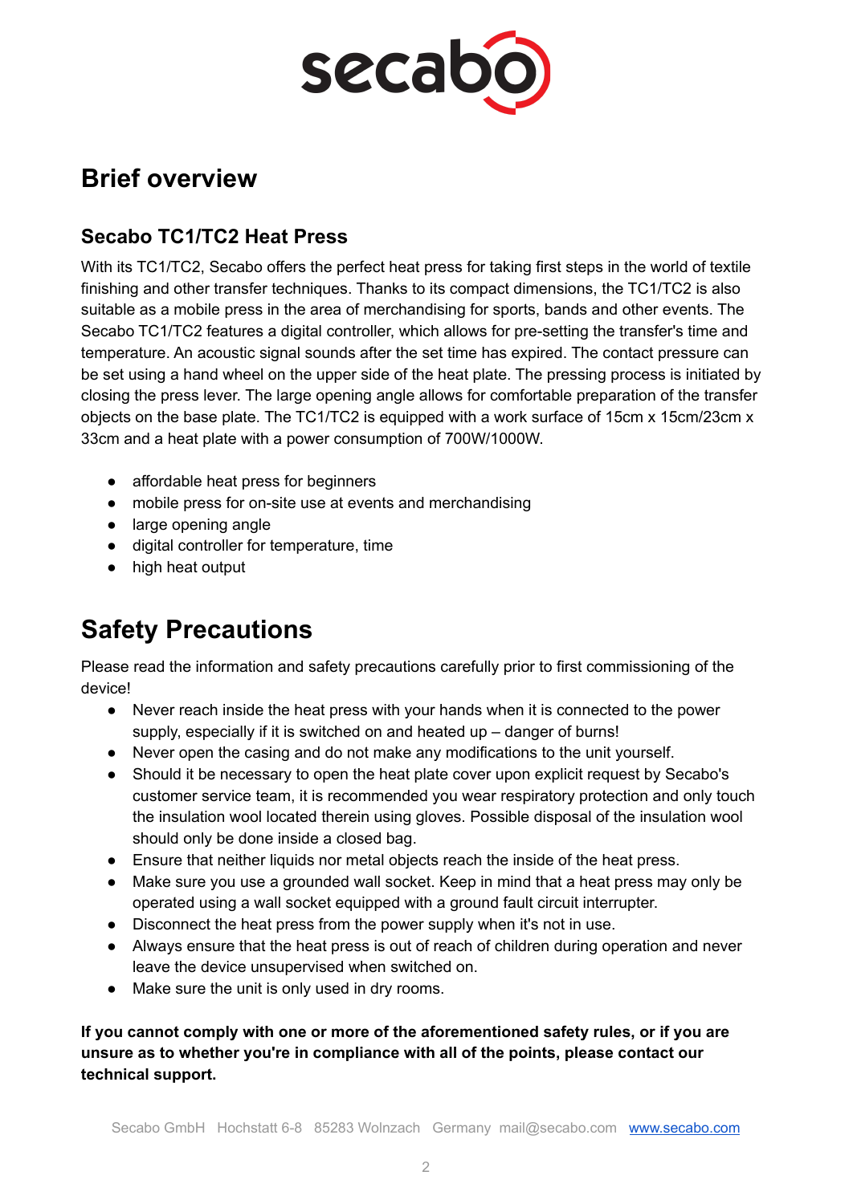# Brief overview

## Secabo TC1/TC2 Heat Press

With its TC1/TC2, Secabo offers the perfect heat press for taking first steps in the world of textile finishing and other transfer techniques. Thanks to its compact dimensions, the TC1/TC2 is also suitable as a mobile press in the area of merchandising for sports, bands and other events. The Secabo TC1/TC2 features a digital controller, which allows for pre-setting the transfer's time and temperature. An acoustic signal sounds after the set time has expired. The contact pressure can be set using a hand wheel on the upper side of the heat plate. The pressing process is initiated by closing the press lever. The large opening angle allows for comfortable preparation of the transfer objects on the base plate. The TC1/TC2 is equipped with a work surface of 15cm x 15cm/23cm x 33cm and a heat plate with a power consumption of 700W/1000W.

- affordable heat press for beginners
- mobile press for on-site use at events and merchandising
- large opening angle
- digital controller for temperature, time
- high heat output

# Safety Precautions

Please read the information and safety precautions carefully prior to first commissioning of the device!

- Never reach inside the heat press with your hands when it is connected to the power supply, especially if it is switched on and heated up – danger of burns!
- Never open the casing and do not make any modifications to the unit yourself.
- Should it be necessary to open the heat plate cover upon explicit request by Secabo's customer service team, it is recommended you wear respiratory protection and only touch the insulation wool located therein using gloves. Possible disposal of the insulation wool should only be done inside a closed bag.
- Ensure that neither liquids nor metal objects reach the inside of the heat press.
- Make sure you use a grounded wall socket. Keep in mind that a heat press may only be operated using a wall socket equipped with a ground fault circuit interrupter.
- Disconnect the heat press from the power supply when it's not in use.
- Always ensure that the heat press is out of reach of children during operation and never leave the device unsupervised when switched on.
- Make sure the unit is only used in dry rooms.

**If you cannot comply with one or more of the aforementioned safety rules, or if you are unsure as to whether you're in compliance with all of the points, please contact our technical support.**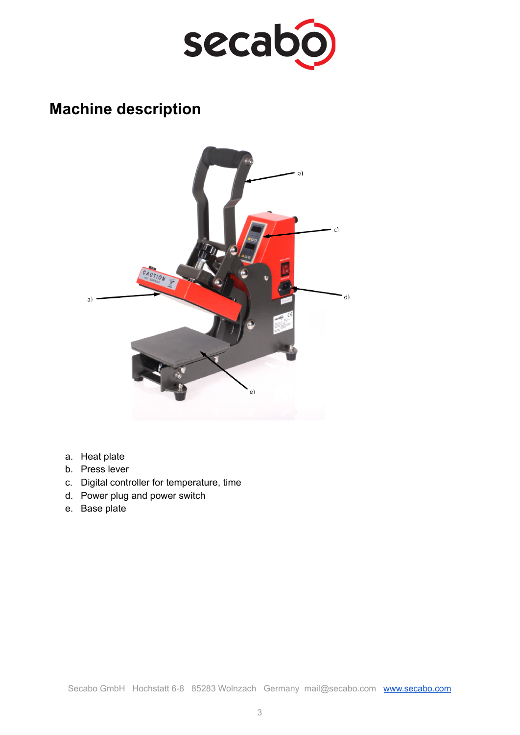## Machine description

a. Heat plate
b. Press lever
c. Digital controller for temperature, time
d. Power plug and power switch
e. Base plate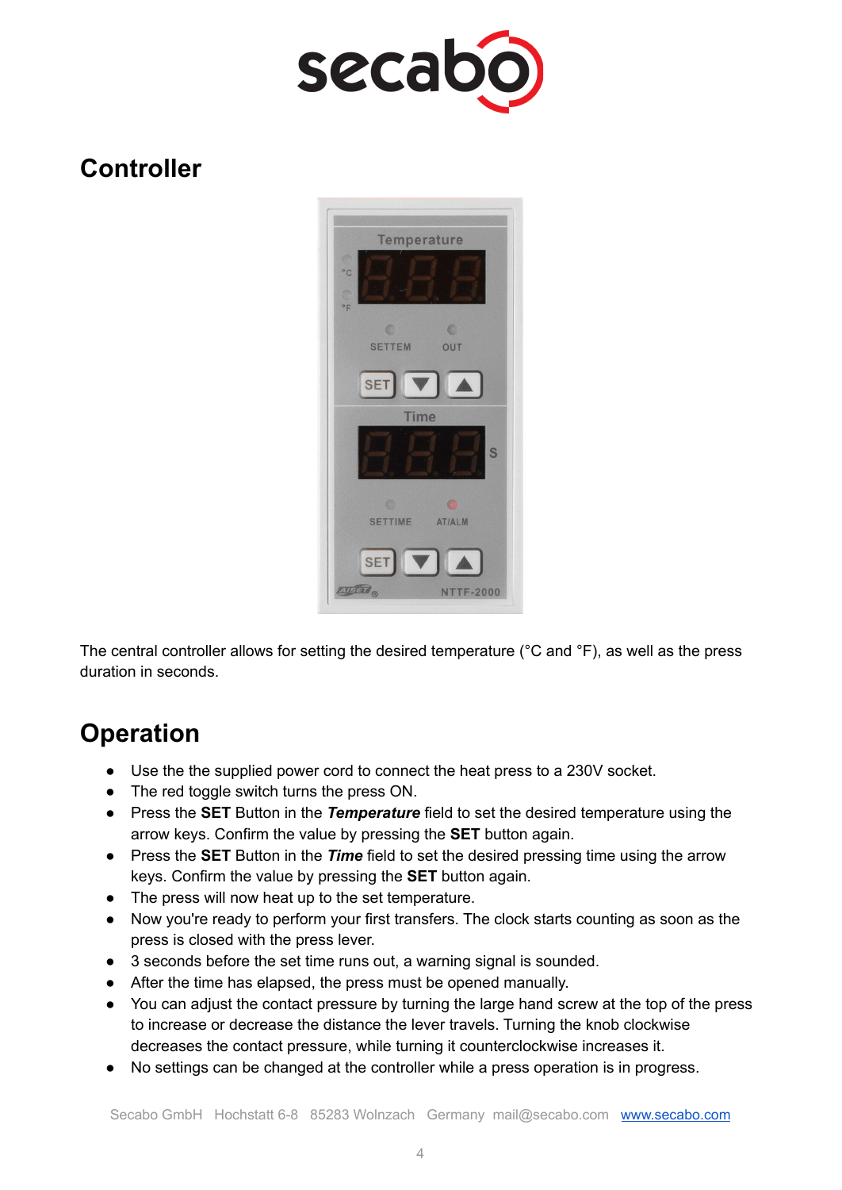## Controller

The central controller allows for setting the desired temperature (°C and °F), as well as the press duration in seconds.

## Operation

- Use the the supplied power cord to connect the heat press to a 230V socket.
- The red toggle switch turns the press ON.
- Press the **SET** Button in the ***Temperature*** field to set the desired temperature using the arrow keys. Confirm the value by pressing the **SET** button again.
- Press the **SET** Button in the ***Time*** field to set the desired pressing time using the arrow keys. Confirm the value by pressing the **SET** button again.
- The press will now heat up to the set temperature.
- Now you're ready to perform your first transfers. The clock starts counting as soon as the press is closed with the press lever.
- 3 seconds before the set time runs out, a warning signal is sounded.
- After the time has elapsed, the press must be opened manually.
- You can adjust the contact pressure by turning the large hand screw at the top of the press to increase or decrease the distance the lever travels. Turning the knob clockwise decreases the contact pressure, while turning it counterclockwise increases it.
- No settings can be changed at the controller while a press operation is in progress.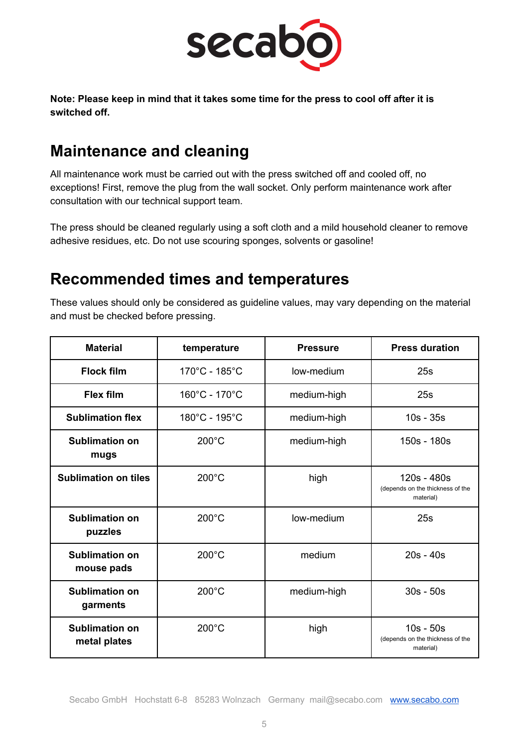**Note: Please keep in mind that it takes some time for the press to cool off after it is switched off.**

## Maintenance and cleaning

All maintenance work must be carried out with the press switched off and cooled off, no exceptions! First, remove the plug from the wall socket. Only perform maintenance work after consultation with our technical support team.

The press should be cleaned regularly using a soft cloth and a mild household cleaner to remove adhesive residues, etc. Do not use scouring sponges, solvents or gasoline!

## Recommended times and temperatures

These values should only be considered as guideline values, may vary depending on the material and must be checked before pressing.

| Material | temperature | Pressure | Press duration |
|---|---|---|---|
| **Flock film** | 170°C - 185°C | low-medium | 25s |
| **Flex film** | 160°C - 170°C | medium-high | 25s |
| **Sublimation flex** | 180°C - 195°C | medium-high | 10s - 35s |
| **Sublimation on mugs** | 200°C | medium-high | 150s - 180s |
| **Sublimation on tiles** | 200°C | high | 120s - 480s (depends on the thickness of the material) |
| **Sublimation on puzzles** | 200°C | low-medium | 25s |
| **Sublimation on mouse pads** | 200°C | medium | 20s - 40s |
| **Sublimation on garments** | 200°C | medium-high | 30s - 50s |
| **Sublimation on metal plates** | 200°C | high | 10s - 50s (depends on the thickness of the material) |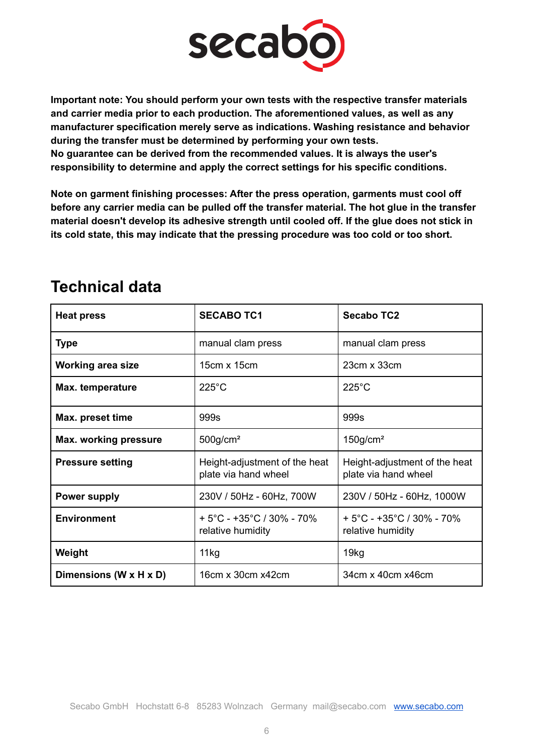**Important note: You should perform your own tests with the respective transfer materials and carrier media prior to each production. The aforementioned values, as well as any manufacturer specification merely serve as indications. Washing resistance and behavior during the transfer must be determined by performing your own tests.**
**No guarantee can be derived from the recommended values. It is always the user's responsibility to determine and apply the correct settings for his specific conditions.**

**Note on garment finishing processes: After the press operation, garments must cool off before any carrier media can be pulled off the transfer material. The hot glue in the transfer material doesn't develop its adhesive strength until cooled off. If the glue does not stick in its cold state, this may indicate that the pressing procedure was too cold or too short.**

## Technical data

| **Heat press** | **SECABO TC1** | **Secabo TC2** |
|---|---|---|
| **Type** | manual clam press | manual clam press |
| **Working area size** | 15cm x 15cm | 23cm x 33cm |
| **Max. temperature** | 225°C | 225°C |
| **Max. preset time** | 999s | 999s |
| **Max. working pressure** | 500g/cm² | 150g/cm² |
| **Pressure setting** | Height-adjustment of the heat plate via hand wheel | Height-adjustment of the heat plate via hand wheel |
| **Power supply** | 230V / 50Hz - 60Hz, 700W | 230V / 50Hz - 60Hz, 1000W |
| **Environment** | + 5°C - +35°C / 30% - 70% relative humidity | + 5°C - +35°C / 30% - 70% relative humidity |
| **Weight** | 11kg | 19kg |
| **Dimensions (W x H x D)** | 16cm x 30cm x42cm | 34cm x 40cm x46cm |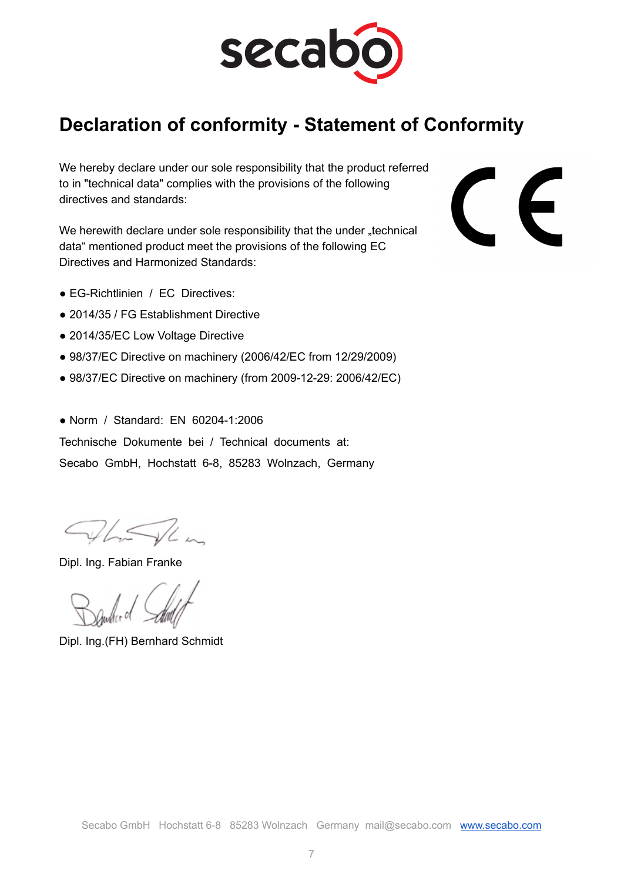secabo

# Declaration of conformity - Statement of Conformity

We hereby declare under our sole responsibility that the product referred to in "technical data" complies with the provisions of the following directives and standards:

We herewith declare under sole responsibility that the under „technical data" mentioned product meet the provisions of the following EC Directives and Harmonized Standards:

- EG-Richtlinien / EC Directives:
- 2014/35 / FG Establishment Directive
- 2014/35/EC Low Voltage Directive
- 98/37/EC Directive on machinery (2006/42/EC from 12/29/2009)
- 98/37/EC Directive on machinery (from 2009-12-29: 2006/42/EC)

- Norm / Standard: EN 60204-1:2006

Technische Dokumente bei / Technical documents at:

Secabo GmbH, Hochstatt 6-8, 85283 Wolnzach, Germany

Dipl. Ing. Fabian Franke

Dipl. Ing.(FH) Bernhard Schmidt

Secabo GmbH Hochstatt 6-8 85283 Wolnzach Germany mail@secabo.com www.secabo.com